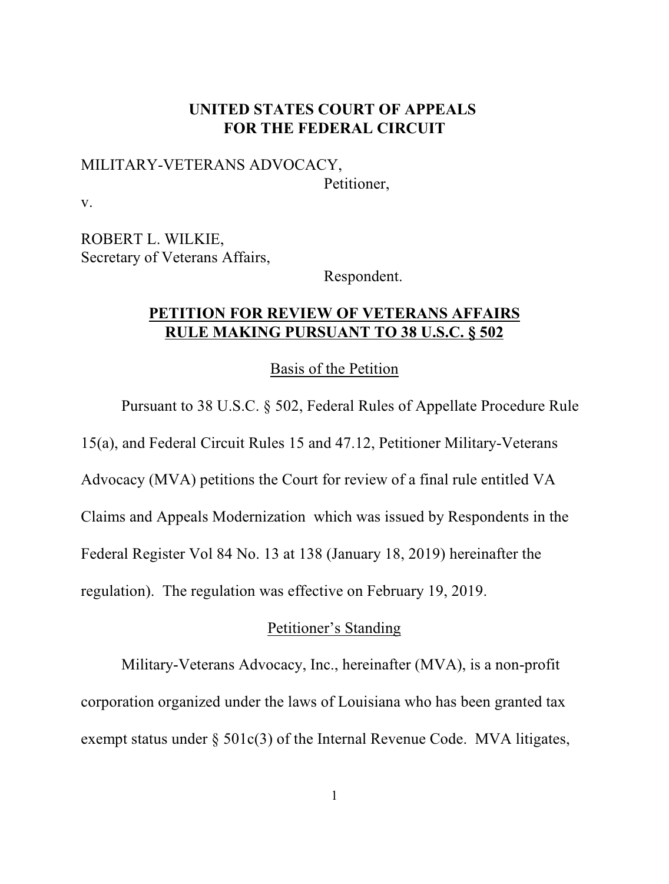**UNITED STATES COURT OF APPEALS**
**FOR THE FEDERAL CIRCUIT**

MILITARY-VETERANS ADVOCACY,
Petitioner,

v.

ROBERT L. WILKIE,
Secretary of Veterans Affairs,
Respondent.

# PETITION FOR REVIEW OF VETERANS AFFAIRS RULE MAKING PURSUANT TO 38 U.S.C. § 502

## Basis of the Petition

Pursuant to 38 U.S.C. § 502, Federal Rules of Appellate Procedure Rule 15(a), and Federal Circuit Rules 15 and 47.12, Petitioner Military-Veterans Advocacy (MVA) petitions the Court for review of a final rule entitled VA Claims and Appeals Modernization which was issued by Respondents in the Federal Register Vol 84 No. 13 at 138 (January 18, 2019) hereinafter the regulation). The regulation was effective on February 19, 2019.

## Petitioner's Standing

Military-Veterans Advocacy, Inc., hereinafter (MVA), is a non-profit corporation organized under the laws of Louisiana who has been granted tax exempt status under § 501c(3) of the Internal Revenue Code. MVA litigates,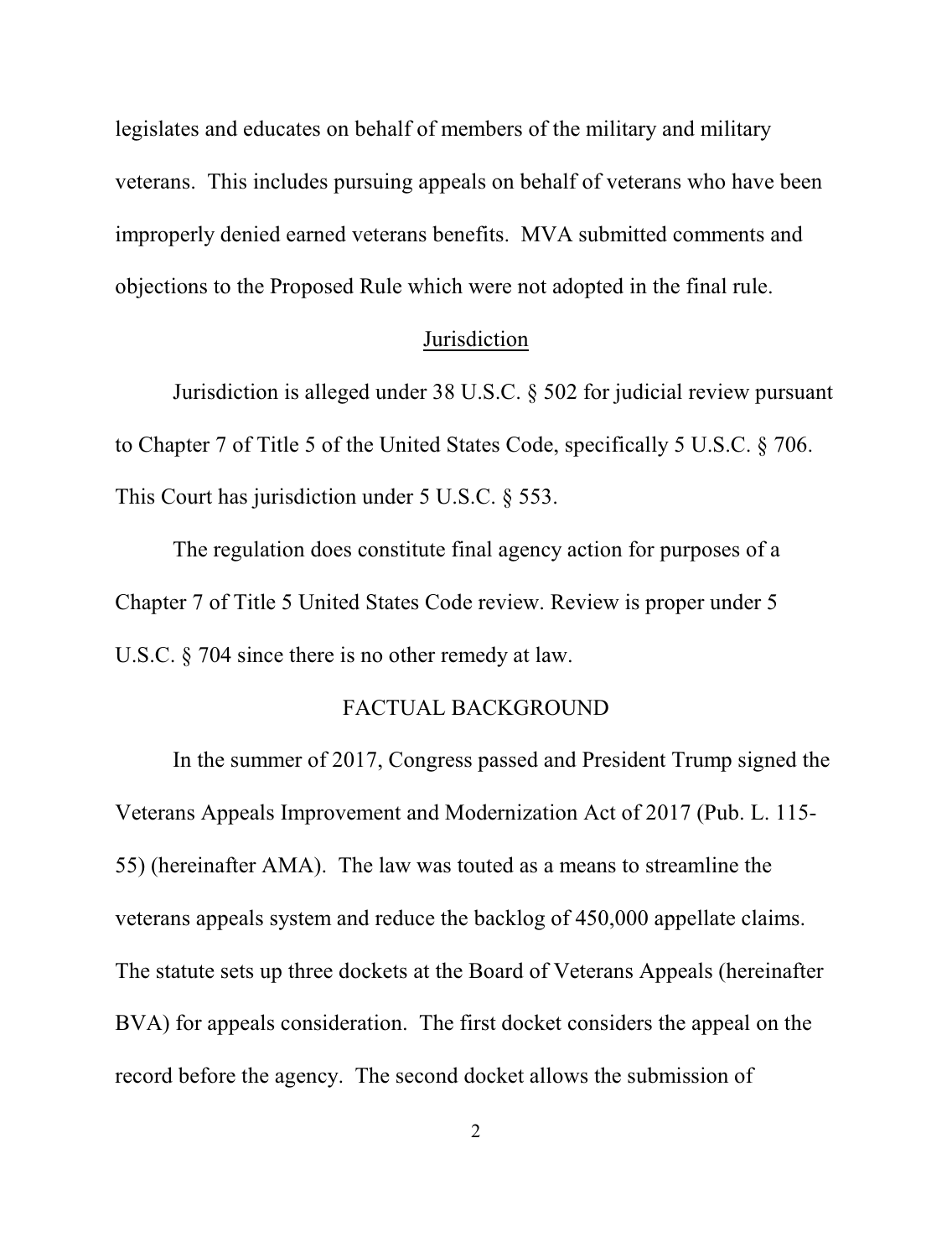legislates and educates on behalf of members of the military and military veterans. This includes pursuing appeals on behalf of veterans who have been improperly denied earned veterans benefits. MVA submitted comments and objections to the Proposed Rule which were not adopted in the final rule.

## Jurisdiction

Jurisdiction is alleged under 38 U.S.C. § 502 for judicial review pursuant to Chapter 7 of Title 5 of the United States Code, specifically 5 U.S.C. § 706. This Court has jurisdiction under 5 U.S.C. § 553.

The regulation does constitute final agency action for purposes of a Chapter 7 of Title 5 United States Code review. Review is proper under 5 U.S.C. § 704 since there is no other remedy at law.

## FACTUAL BACKGROUND

In the summer of 2017, Congress passed and President Trump signed the Veterans Appeals Improvement and Modernization Act of 2017 (Pub. L. 115-55) (hereinafter AMA). The law was touted as a means to streamline the veterans appeals system and reduce the backlog of 450,000 appellate claims. The statute sets up three dockets at the Board of Veterans Appeals (hereinafter BVA) for appeals consideration. The first docket considers the appeal on the record before the agency. The second docket allows the submission of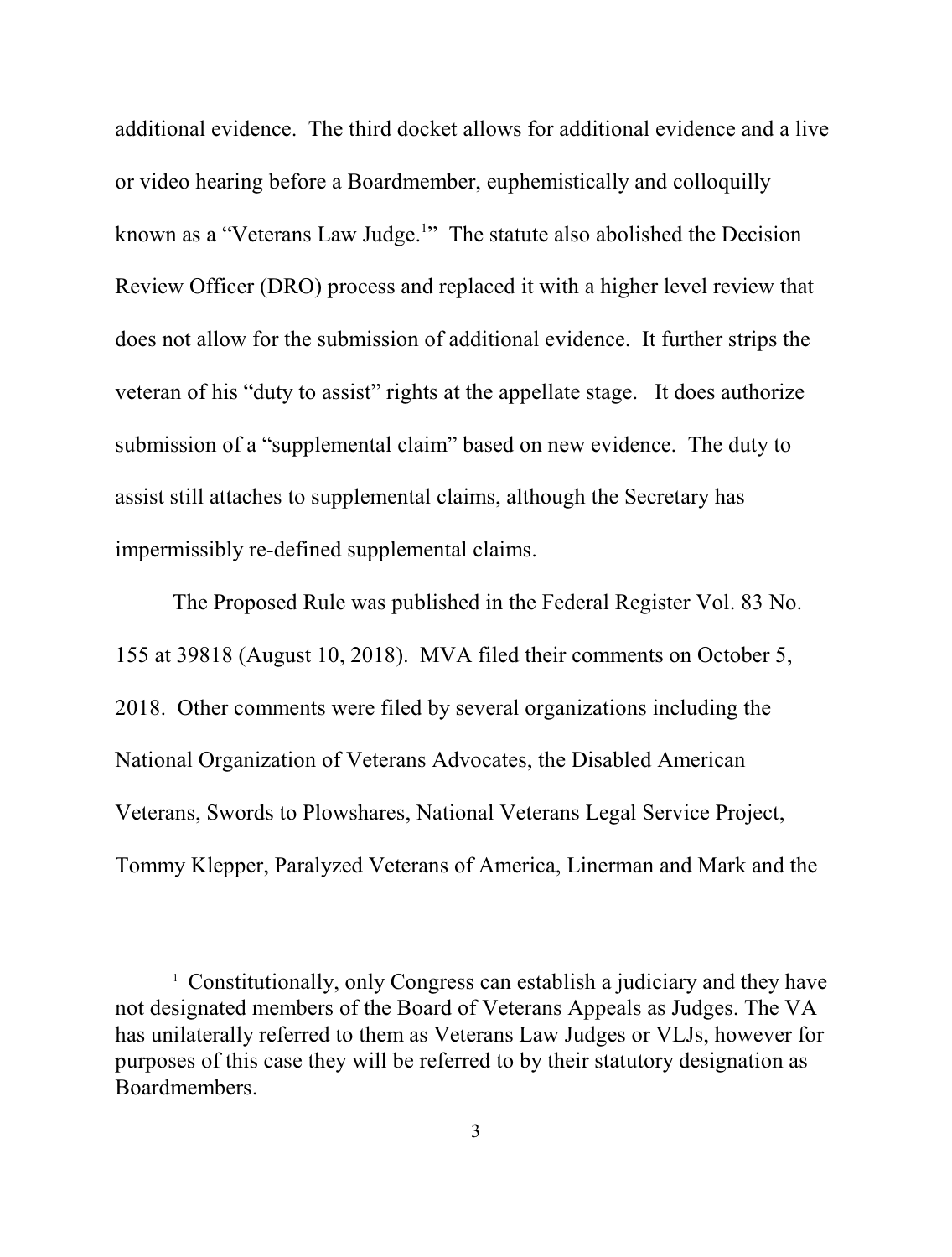additional evidence. The third docket allows for additional evidence and a live or video hearing before a Boardmember, euphemistically and colloquilly known as a "Veterans Law Judge.[1]" The statute also abolished the Decision Review Officer (DRO) process and replaced it with a higher level review that does not allow for the submission of additional evidence. It further strips the veteran of his "duty to assist" rights at the appellate stage. It does authorize submission of a "supplemental claim" based on new evidence. The duty to assist still attaches to supplemental claims, although the Secretary has impermissibly re-defined supplemental claims.

The Proposed Rule was published in the Federal Register Vol. 83 No. 155 at 39818 (August 10, 2018). MVA filed their comments on October 5, 2018. Other comments were filed by several organizations including the National Organization of Veterans Advocates, the Disabled American Veterans, Swords to Plowshares, National Veterans Legal Service Project, Tommy Klepper, Paralyzed Veterans of America, Linerman and Mark and the

---

[1] Constitutionally, only Congress can establish a judiciary and they have not designated members of the Board of Veterans Appeals as Judges. The VA has unilaterally referred to them as Veterans Law Judges or VLJs, however for purposes of this case they will be referred to by their statutory designation as Boardmembers.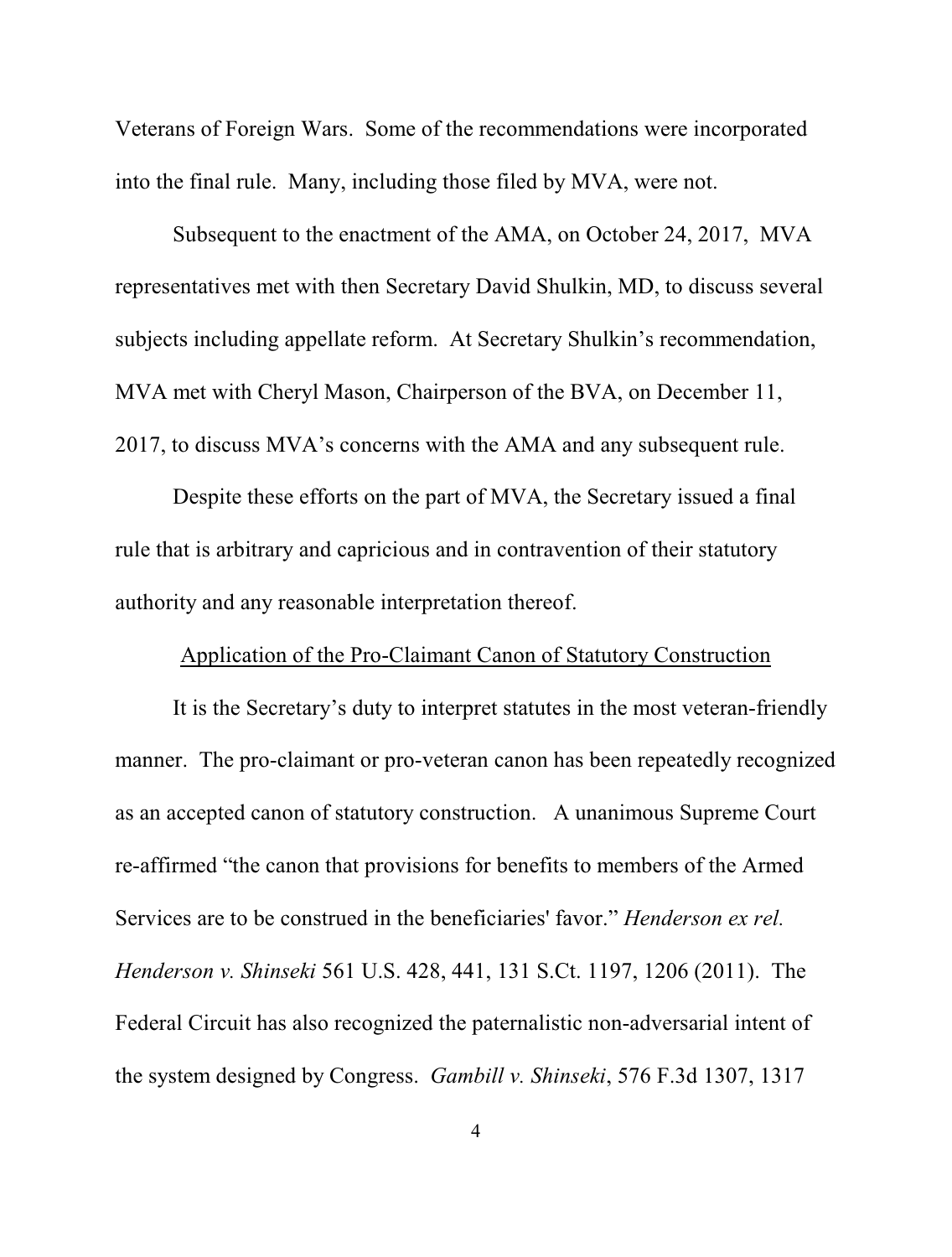Veterans of Foreign Wars. Some of the recommendations were incorporated into the final rule. Many, including those filed by MVA, were not.

Subsequent to the enactment of the AMA, on October 24, 2017, MVA representatives met with then Secretary David Shulkin, MD, to discuss several subjects including appellate reform. At Secretary Shulkin's recommendation, MVA met with Cheryl Mason, Chairperson of the BVA, on December 11, 2017, to discuss MVA's concerns with the AMA and any subsequent rule.

Despite these efforts on the part of MVA, the Secretary issued a final rule that is arbitrary and capricious and in contravention of their statutory authority and any reasonable interpretation thereof.

<u>Application of the Pro-Claimant Canon of Statutory Construction</u>

It is the Secretary's duty to interpret statutes in the most veteran-friendly manner. The pro-claimant or pro-veteran canon has been repeatedly recognized as an accepted canon of statutory construction. A unanimous Supreme Court re-affirmed "the canon that provisions for benefits to members of the Armed Services are to be construed in the beneficiaries' favor." *Henderson ex rel. Henderson v. Shinseki* 561 U.S. 428, 441, 131 S.Ct. 1197, 1206 (2011). The Federal Circuit has also recognized the paternalistic non-adversarial intent of the system designed by Congress. *Gambill v. Shinseki*, 576 F.3d 1307, 1317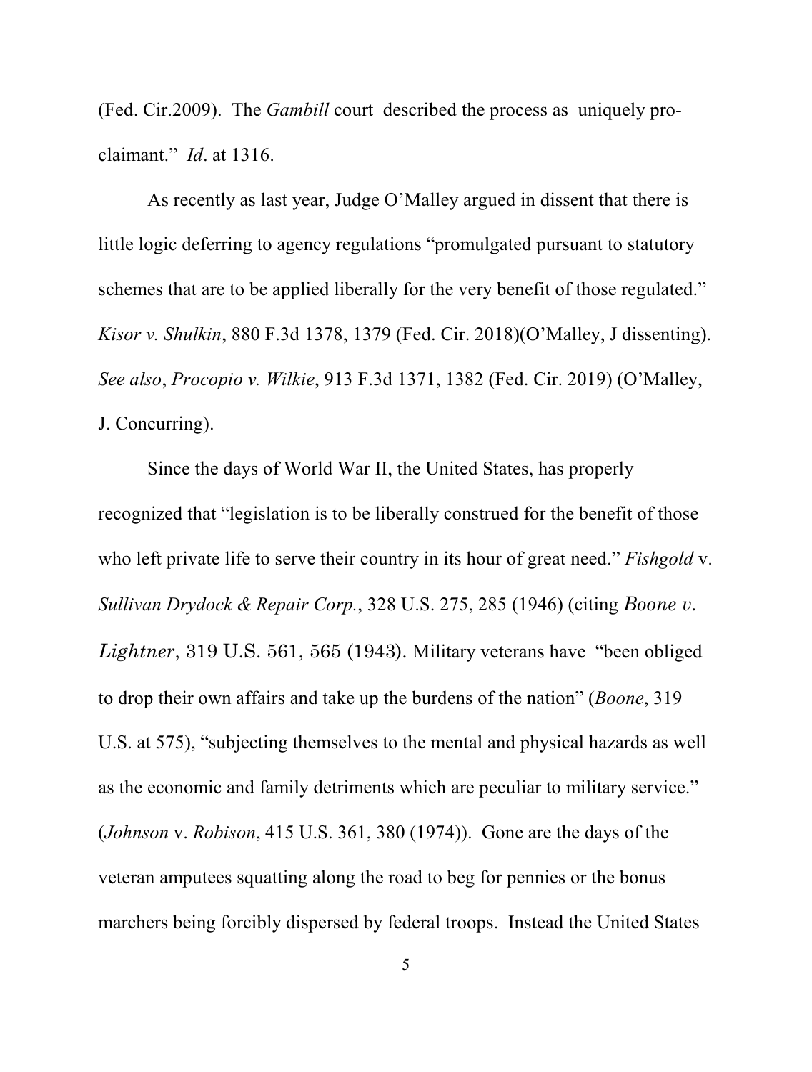(Fed. Cir.2009). The *Gambill* court described the process as uniquely pro-claimant." *Id*. at 1316.

As recently as last year, Judge O'Malley argued in dissent that there is little logic deferring to agency regulations "promulgated pursuant to statutory schemes that are to be applied liberally for the very benefit of those regulated." *Kisor v. Shulkin*, 880 F.3d 1378, 1379 (Fed. Cir. 2018)(O'Malley, J dissenting). *See also*, *Procopio v. Wilkie*, 913 F.3d 1371, 1382 (Fed. Cir. 2019) (O'Malley, J. Concurring).

Since the days of World War II, the United States, has properly recognized that "legislation is to be liberally construed for the benefit of those who left private life to serve their country in its hour of great need." *Fishgold* v. *Sullivan Drydock & Repair Corp.*, 328 U.S. 275, 285 (1946) (citing *Boone v. Lightner*, 319 U.S. 561, 565 (1943). Military veterans have "been obliged to drop their own affairs and take up the burdens of the nation" (*Boone*, 319 U.S. at 575), "subjecting themselves to the mental and physical hazards as well as the economic and family detriments which are peculiar to military service." (*Johnson* v. *Robison*, 415 U.S. 361, 380 (1974)). Gone are the days of the veteran amputees squatting along the road to beg for pennies or the bonus marchers being forcibly dispersed by federal troops. Instead the United States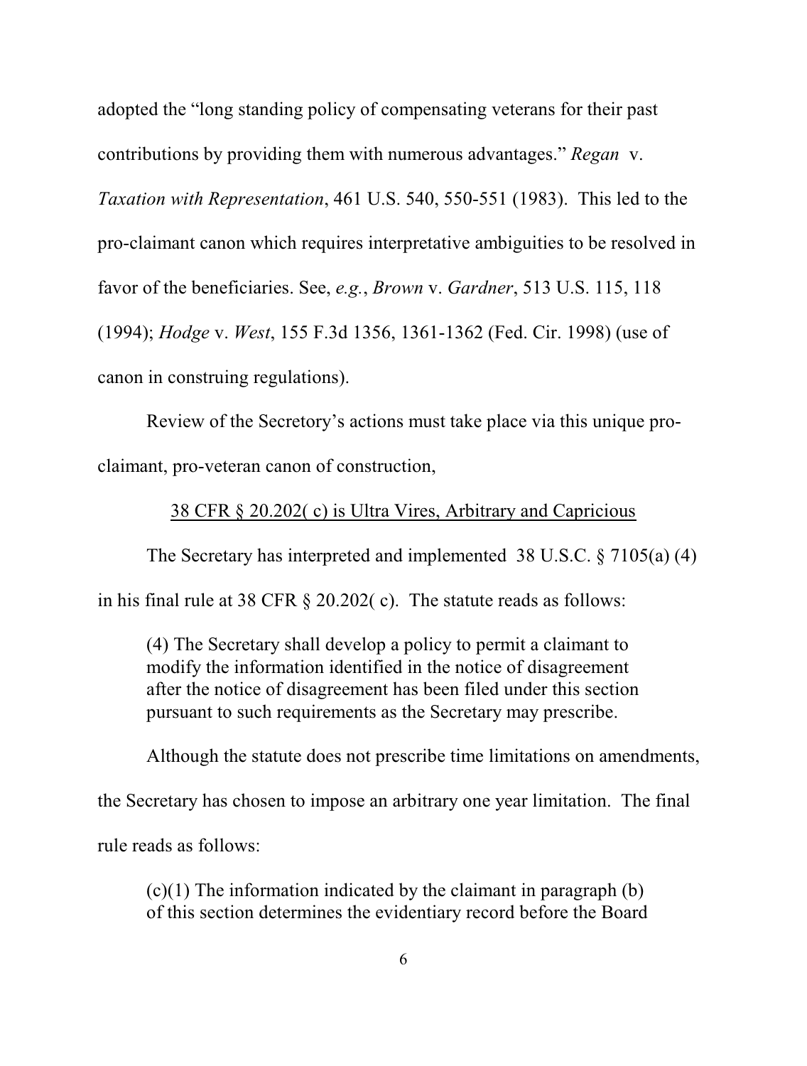adopted the "long standing policy of compensating veterans for their past contributions by providing them with numerous advantages." *Regan* v. *Taxation with Representation*, 461 U.S. 540, 550-551 (1983). This led to the pro-claimant canon which requires interpretative ambiguities to be resolved in favor of the beneficiaries. See, *e.g.*, *Brown* v. *Gardner*, 513 U.S. 115, 118 (1994); *Hodge* v. *West*, 155 F.3d 1356, 1361-1362 (Fed. Cir. 1998) (use of canon in construing regulations).

Review of the Secretory's actions must take place via this unique pro-claimant, pro-veteran canon of construction,

<u>38 CFR § 20.202( c) is Ultra Vires, Arbitrary and Capricious</u>

The Secretary has interpreted and implemented 38 U.S.C. § 7105(a) (4) in his final rule at 38 CFR § 20.202( c). The statute reads as follows:

> (4) The Secretary shall develop a policy to permit a claimant to modify the information identified in the notice of disagreement after the notice of disagreement has been filed under this section pursuant to such requirements as the Secretary may prescribe.

Although the statute does not prescribe time limitations on amendments, the Secretary has chosen to impose an arbitrary one year limitation. The final rule reads as follows:

> (c)(1) The information indicated by the claimant in paragraph (b) of this section determines the evidentiary record before the Board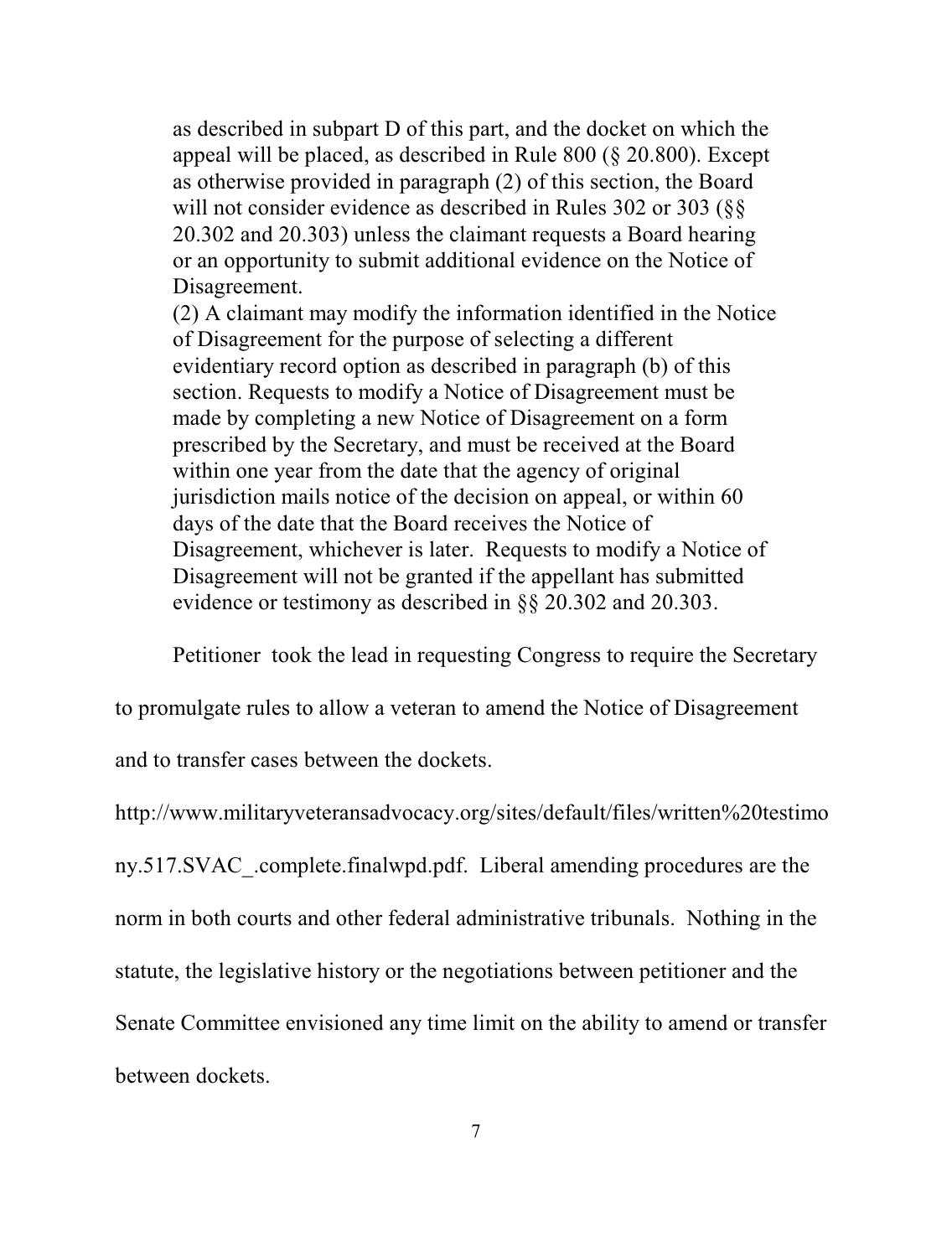as described in subpart D of this part, and the docket on which the appeal will be placed, as described in Rule 800 (§ 20.800). Except as otherwise provided in paragraph (2) of this section, the Board will not consider evidence as described in Rules 302 or 303 (§§ 20.302 and 20.303) unless the claimant requests a Board hearing or an opportunity to submit additional evidence on the Notice of Disagreement.

(2) A claimant may modify the information identified in the Notice of Disagreement for the purpose of selecting a different evidentiary record option as described in paragraph (b) of this section. Requests to modify a Notice of Disagreement must be made by completing a new Notice of Disagreement on a form prescribed by the Secretary, and must be received at the Board within one year from the date that the agency of original jurisdiction mails notice of the decision on appeal, or within 60 days of the date that the Board receives the Notice of Disagreement, whichever is later. Requests to modify a Notice of Disagreement will not be granted if the appellant has submitted evidence or testimony as described in §§ 20.302 and 20.303.

Petitioner took the lead in requesting Congress to require the Secretary to promulgate rules to allow a veteran to amend the Notice of Disagreement and to transfer cases between the dockets. http://www.militaryveteransadvocacy.org/sites/default/files/written%20testimony.517.SVAC_.complete.finalwpd.pdf. Liberal amending procedures are the norm in both courts and other federal administrative tribunals. Nothing in the statute, the legislative history or the negotiations between petitioner and the Senate Committee envisioned any time limit on the ability to amend or transfer between dockets.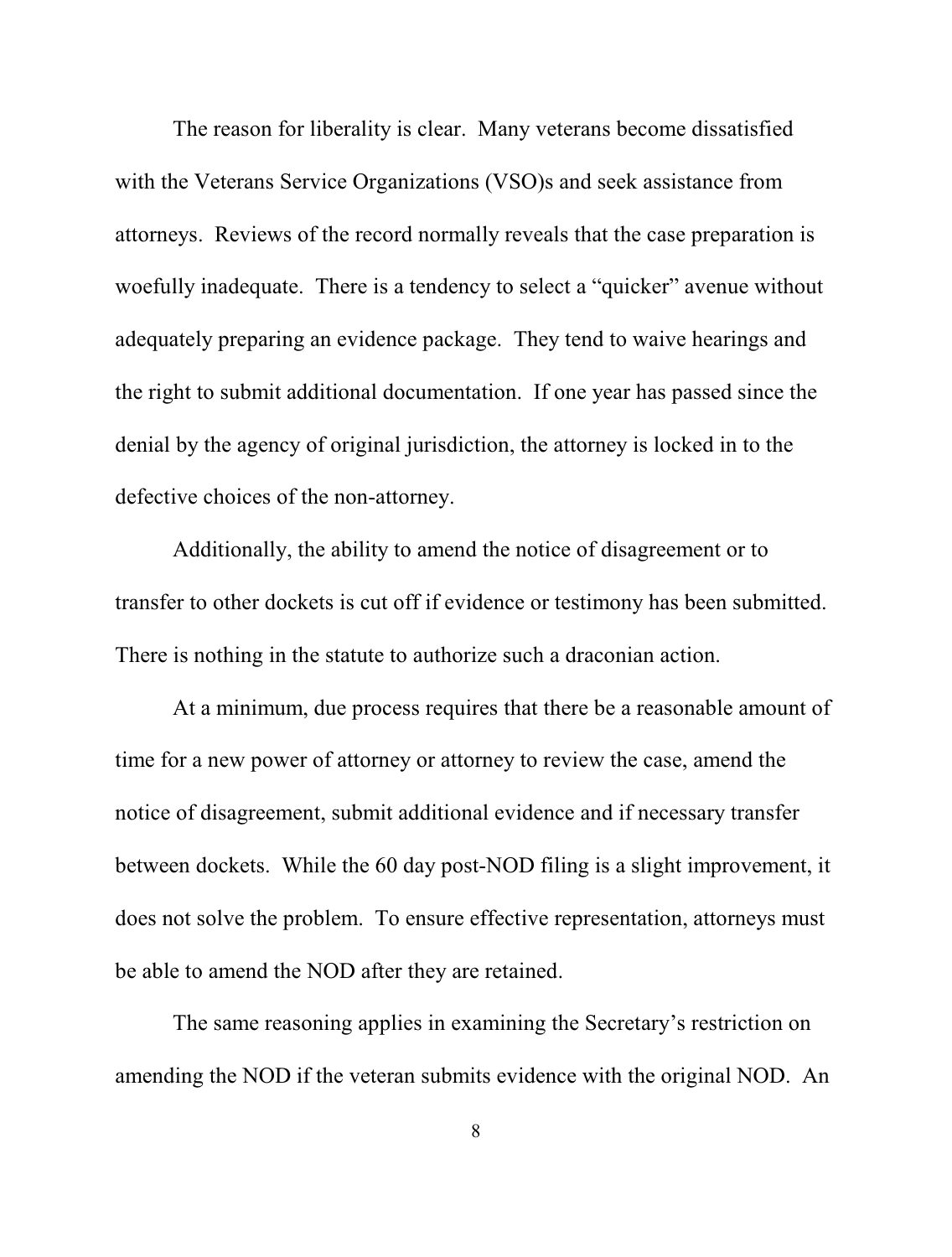The reason for liberality is clear. Many veterans become dissatisfied with the Veterans Service Organizations (VSO)s and seek assistance from attorneys. Reviews of the record normally reveals that the case preparation is woefully inadequate. There is a tendency to select a "quicker" avenue without adequately preparing an evidence package. They tend to waive hearings and the right to submit additional documentation. If one year has passed since the denial by the agency of original jurisdiction, the attorney is locked in to the defective choices of the non-attorney.

Additionally, the ability to amend the notice of disagreement or to transfer to other dockets is cut off if evidence or testimony has been submitted. There is nothing in the statute to authorize such a draconian action.

At a minimum, due process requires that there be a reasonable amount of time for a new power of attorney or attorney to review the case, amend the notice of disagreement, submit additional evidence and if necessary transfer between dockets. While the 60 day post-NOD filing is a slight improvement, it does not solve the problem. To ensure effective representation, attorneys must be able to amend the NOD after they are retained.

The same reasoning applies in examining the Secretary's restriction on amending the NOD if the veteran submits evidence with the original NOD. An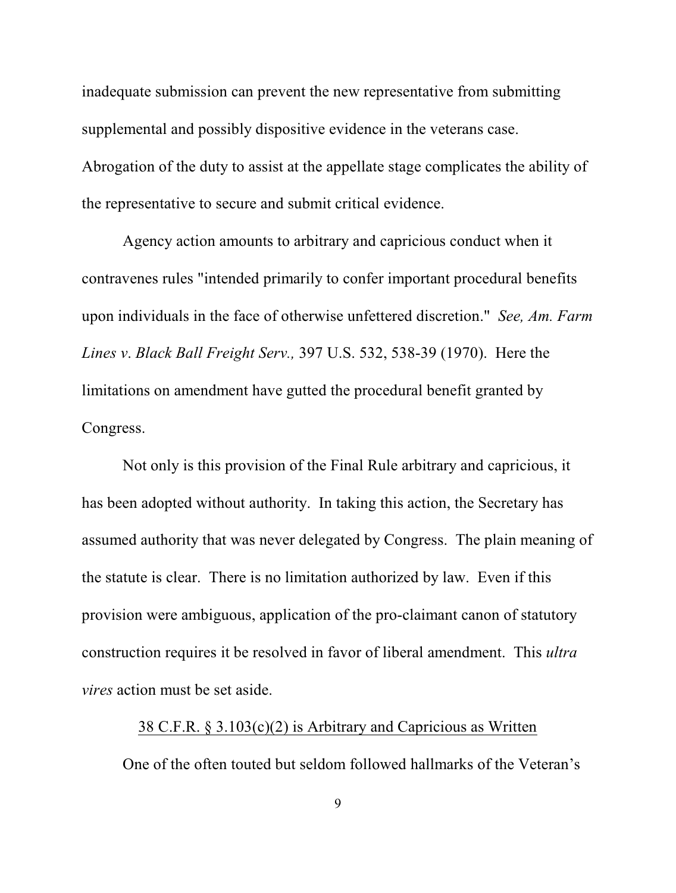inadequate submission can prevent the new representative from submitting supplemental and possibly dispositive evidence in the veterans case. Abrogation of the duty to assist at the appellate stage complicates the ability of the representative to secure and submit critical evidence.

Agency action amounts to arbitrary and capricious conduct when it contravenes rules "intended primarily to confer important procedural benefits upon individuals in the face of otherwise unfettered discretion." *See, Am. Farm Lines v. Black Ball Freight Serv.,* 397 U.S. 532, 538-39 (1970). Here the limitations on amendment have gutted the procedural benefit granted by Congress.

Not only is this provision of the Final Rule arbitrary and capricious, it has been adopted without authority. In taking this action, the Secretary has assumed authority that was never delegated by Congress. The plain meaning of the statute is clear. There is no limitation authorized by law. Even if this provision were ambiguous, application of the pro-claimant canon of statutory construction requires it be resolved in favor of liberal amendment. This *ultra vires* action must be set aside.

<u>38 C.F.R. § 3.103(c)(2) is Arbitrary and Capricious as Written</u>

One of the often touted but seldom followed hallmarks of the Veteran's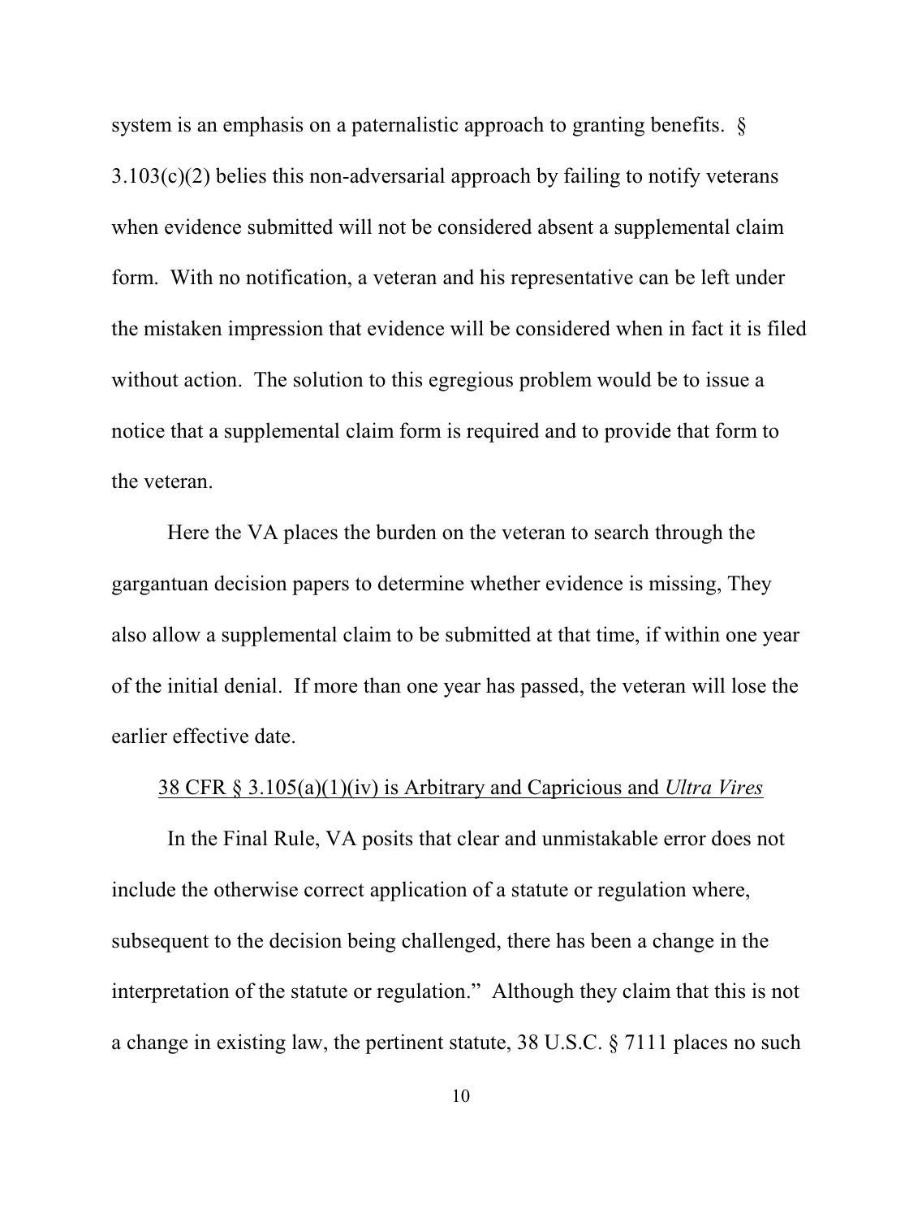system is an emphasis on a paternalistic approach to granting benefits. § 3.103(c)(2) belies this non-adversarial approach by failing to notify veterans when evidence submitted will not be considered absent a supplemental claim form. With no notification, a veteran and his representative can be left under the mistaken impression that evidence will be considered when in fact it is filed without action. The solution to this egregious problem would be to issue a notice that a supplemental claim form is required and to provide that form to the veteran.

Here the VA places the burden on the veteran to search through the gargantuan decision papers to determine whether evidence is missing, They also allow a supplemental claim to be submitted at that time, if within one year of the initial denial. If more than one year has passed, the veteran will lose the earlier effective date.

<u>38 CFR § 3.105(a)(1)(iv) is Arbitrary and Capricious and *Ultra Vires*</u>

In the Final Rule, VA posits that clear and unmistakable error does not include the otherwise correct application of a statute or regulation where, subsequent to the decision being challenged, there has been a change in the interpretation of the statute or regulation." Although they claim that this is not a change in existing law, the pertinent statute, 38 U.S.C. § 7111 places no such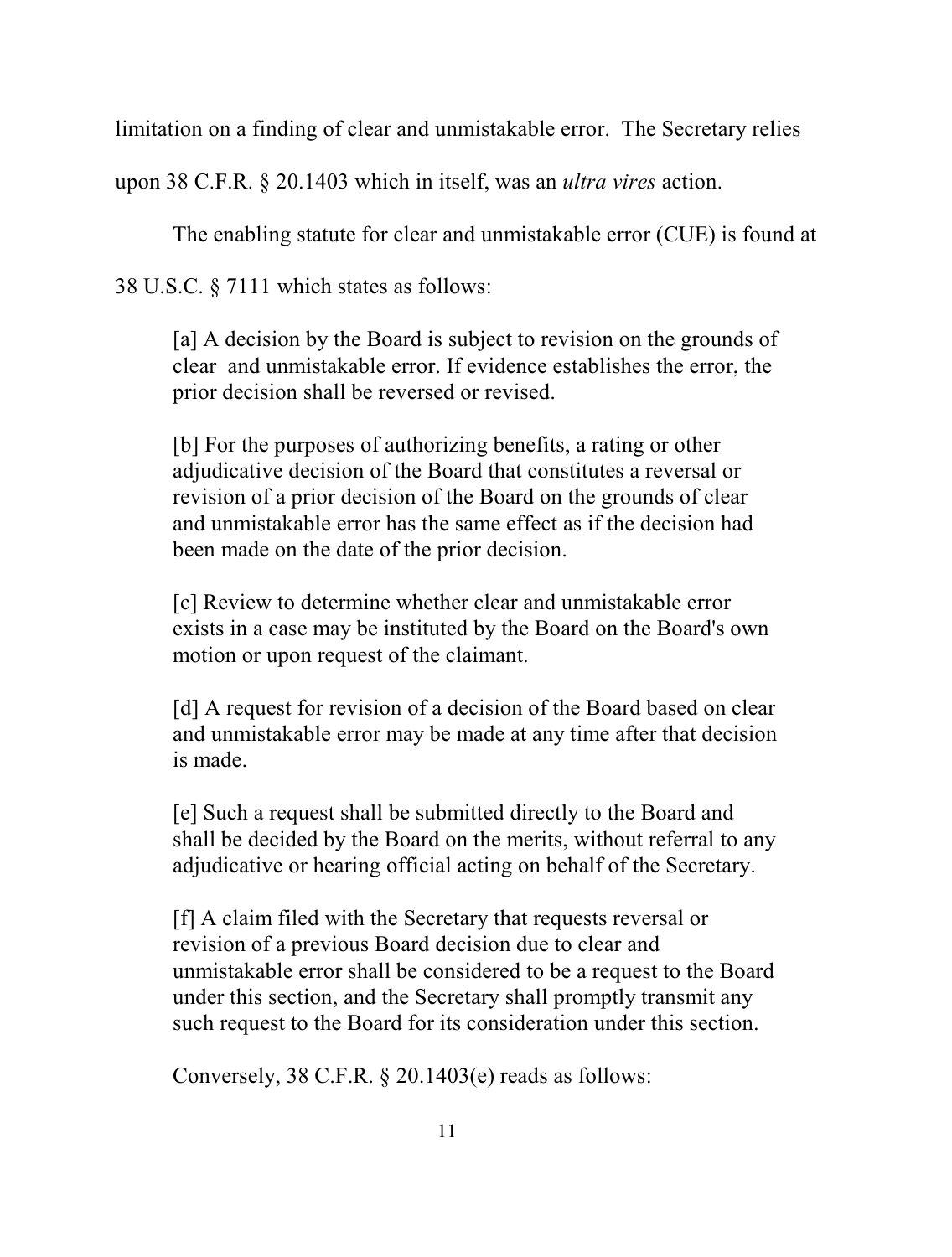limitation on a finding of clear and unmistakable error. The Secretary relies upon 38 C.F.R. § 20.1403 which in itself, was an *ultra vires* action.

The enabling statute for clear and unmistakable error (CUE) is found at 38 U.S.C. § 7111 which states as follows:

> [a] A decision by the Board is subject to revision on the grounds of clear and unmistakable error. If evidence establishes the error, the prior decision shall be reversed or revised.
>
> [b] For the purposes of authorizing benefits, a rating or other adjudicative decision of the Board that constitutes a reversal or revision of a prior decision of the Board on the grounds of clear and unmistakable error has the same effect as if the decision had been made on the date of the prior decision.
>
> [c] Review to determine whether clear and unmistakable error exists in a case may be instituted by the Board on the Board's own motion or upon request of the claimant.
>
> [d] A request for revision of a decision of the Board based on clear and unmistakable error may be made at any time after that decision is made.
>
> [e] Such a request shall be submitted directly to the Board and shall be decided by the Board on the merits, without referral to any adjudicative or hearing official acting on behalf of the Secretary.
>
> [f] A claim filed with the Secretary that requests reversal or revision of a previous Board decision due to clear and unmistakable error shall be considered to be a request to the Board under this section, and the Secretary shall promptly transmit any such request to the Board for its consideration under this section.

Conversely, 38 C.F.R. § 20.1403(e) reads as follows: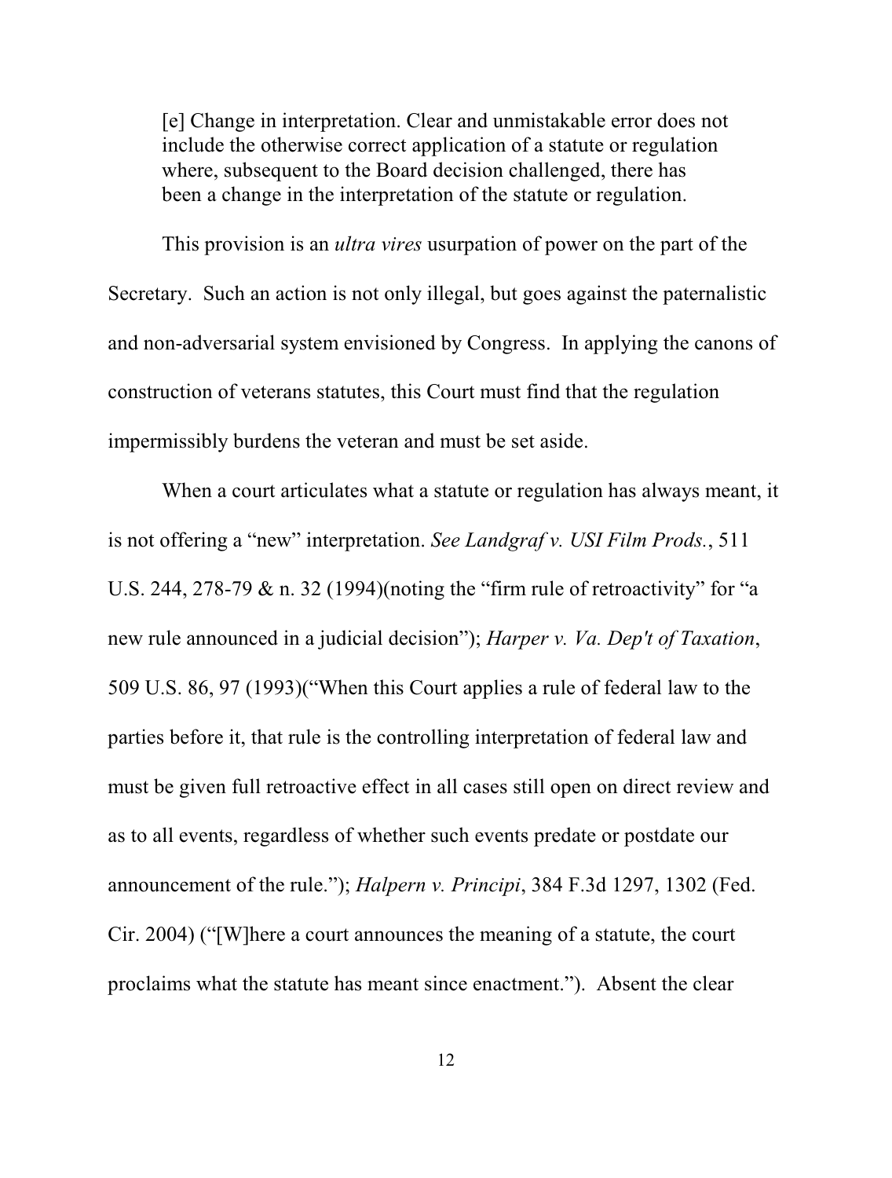> [e] Change in interpretation. Clear and unmistakable error does not include the otherwise correct application of a statute or regulation where, subsequent to the Board decision challenged, there has been a change in the interpretation of the statute or regulation.

This provision is an *ultra vires* usurpation of power on the part of the Secretary. Such an action is not only illegal, but goes against the paternalistic and non-adversarial system envisioned by Congress. In applying the canons of construction of veterans statutes, this Court must find that the regulation impermissibly burdens the veteran and must be set aside.

When a court articulates what a statute or regulation has always meant, it is not offering a "new" interpretation. *See Landgraf v. USI Film Prods.*, 511 U.S. 244, 278-79 & n. 32 (1994)(noting the "firm rule of retroactivity" for "a new rule announced in a judicial decision"); *Harper v. Va. Dep't of Taxation*, 509 U.S. 86, 97 (1993)("When this Court applies a rule of federal law to the parties before it, that rule is the controlling interpretation of federal law and must be given full retroactive effect in all cases still open on direct review and as to all events, regardless of whether such events predate or postdate our announcement of the rule."); *Halpern v. Principi*, 384 F.3d 1297, 1302 (Fed. Cir. 2004) ("[W]here a court announces the meaning of a statute, the court proclaims what the statute has meant since enactment."). Absent the clear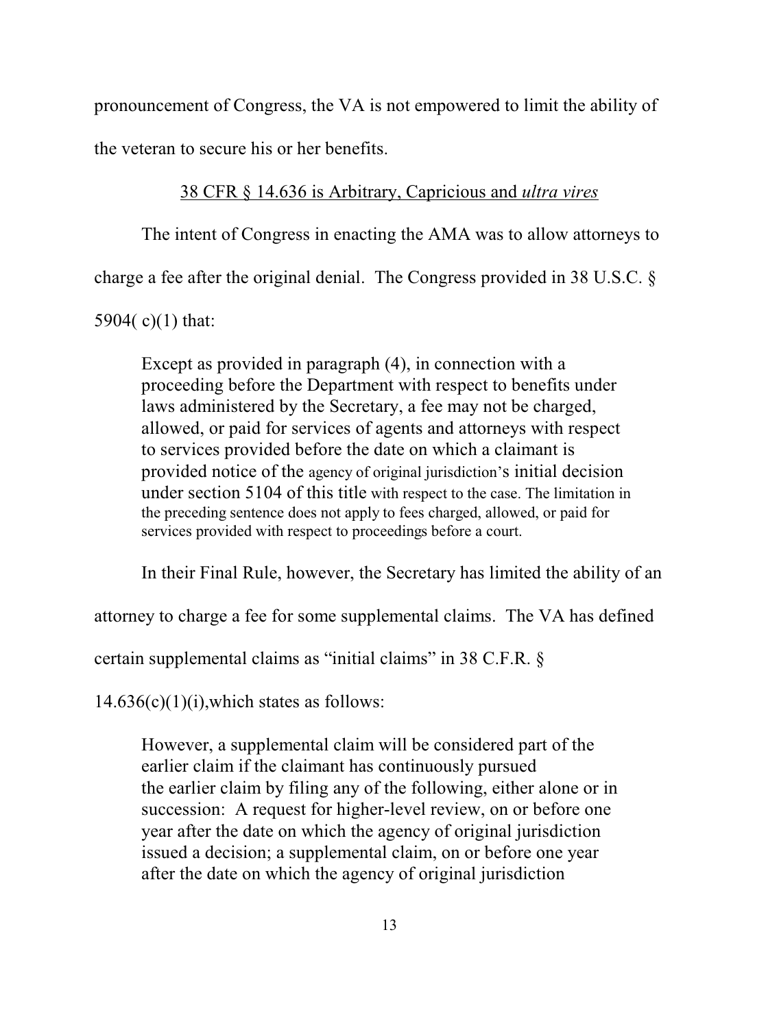pronouncement of Congress, the VA is not empowered to limit the ability of the veteran to secure his or her benefits.

<u>38 CFR § 14.636 is Arbitrary, Capricious and *ultra vires*</u>

The intent of Congress in enacting the AMA was to allow attorneys to charge a fee after the original denial. The Congress provided in 38 U.S.C. § 5904( c)(1) that:

> Except as provided in paragraph (4), in connection with a proceeding before the Department with respect to benefits under laws administered by the Secretary, a fee may not be charged, allowed, or paid for services of agents and attorneys with respect to services provided before the date on which a claimant is provided notice of the agency of original jurisdiction's initial decision under section 5104 of this title with respect to the case. The limitation in the preceding sentence does not apply to fees charged, allowed, or paid for services provided with respect to proceedings before a court.

In their Final Rule, however, the Secretary has limited the ability of an attorney to charge a fee for some supplemental claims. The VA has defined certain supplemental claims as "initial claims" in 38 C.F.R. § 14.636(c)(1)(i),which states as follows:

> However, a supplemental claim will be considered part of the earlier claim if the claimant has continuously pursued the earlier claim by filing any of the following, either alone or in succession: A request for higher-level review, on or before one year after the date on which the agency of original jurisdiction issued a decision; a supplemental claim, on or before one year after the date on which the agency of original jurisdiction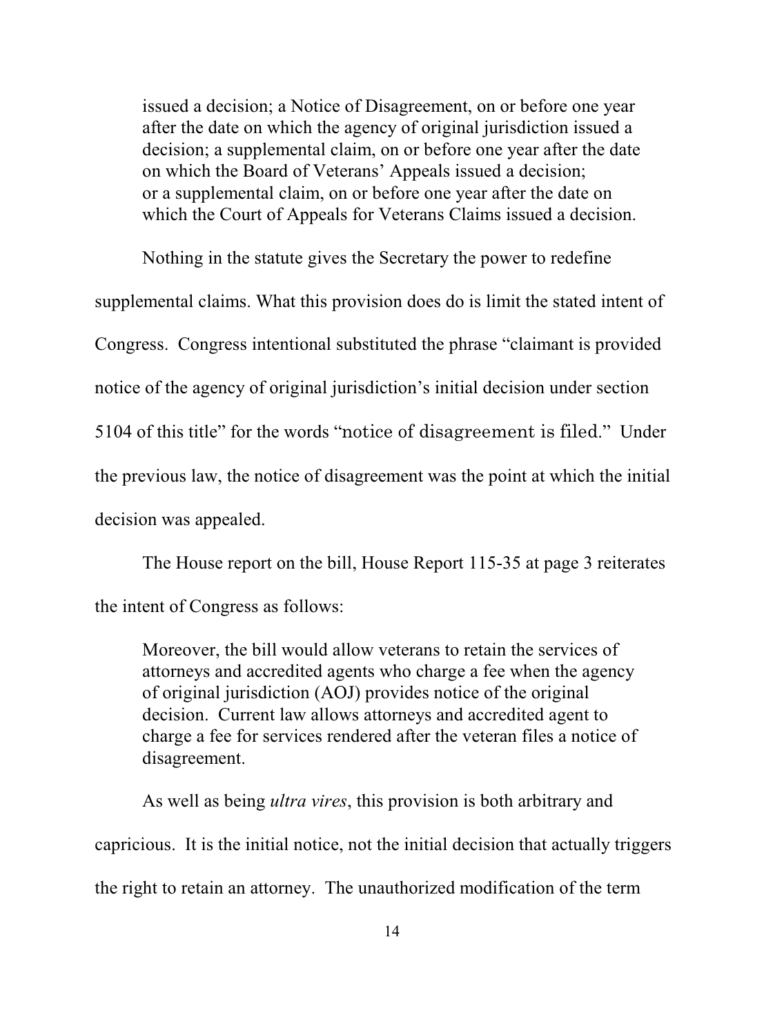> issued a decision; a Notice of Disagreement, on or before one year after the date on which the agency of original jurisdiction issued a decision; a supplemental claim, on or before one year after the date on which the Board of Veterans' Appeals issued a decision; or a supplemental claim, on or before one year after the date on which the Court of Appeals for Veterans Claims issued a decision.

Nothing in the statute gives the Secretary the power to redefine supplemental claims. What this provision does do is limit the stated intent of Congress. Congress intentional substituted the phrase "claimant is provided notice of the agency of original jurisdiction's initial decision under section 5104 of this title" for the words "notice of disagreement is filed." Under the previous law, the notice of disagreement was the point at which the initial decision was appealed.

The House report on the bill, House Report 115-35 at page 3 reiterates the intent of Congress as follows:

> Moreover, the bill would allow veterans to retain the services of attorneys and accredited agents who charge a fee when the agency of original jurisdiction (AOJ) provides notice of the original decision. Current law allows attorneys and accredited agent to charge a fee for services rendered after the veteran files a notice of disagreement.

As well as being *ultra vires*, this provision is both arbitrary and capricious. It is the initial notice, not the initial decision that actually triggers the right to retain an attorney. The unauthorized modification of the term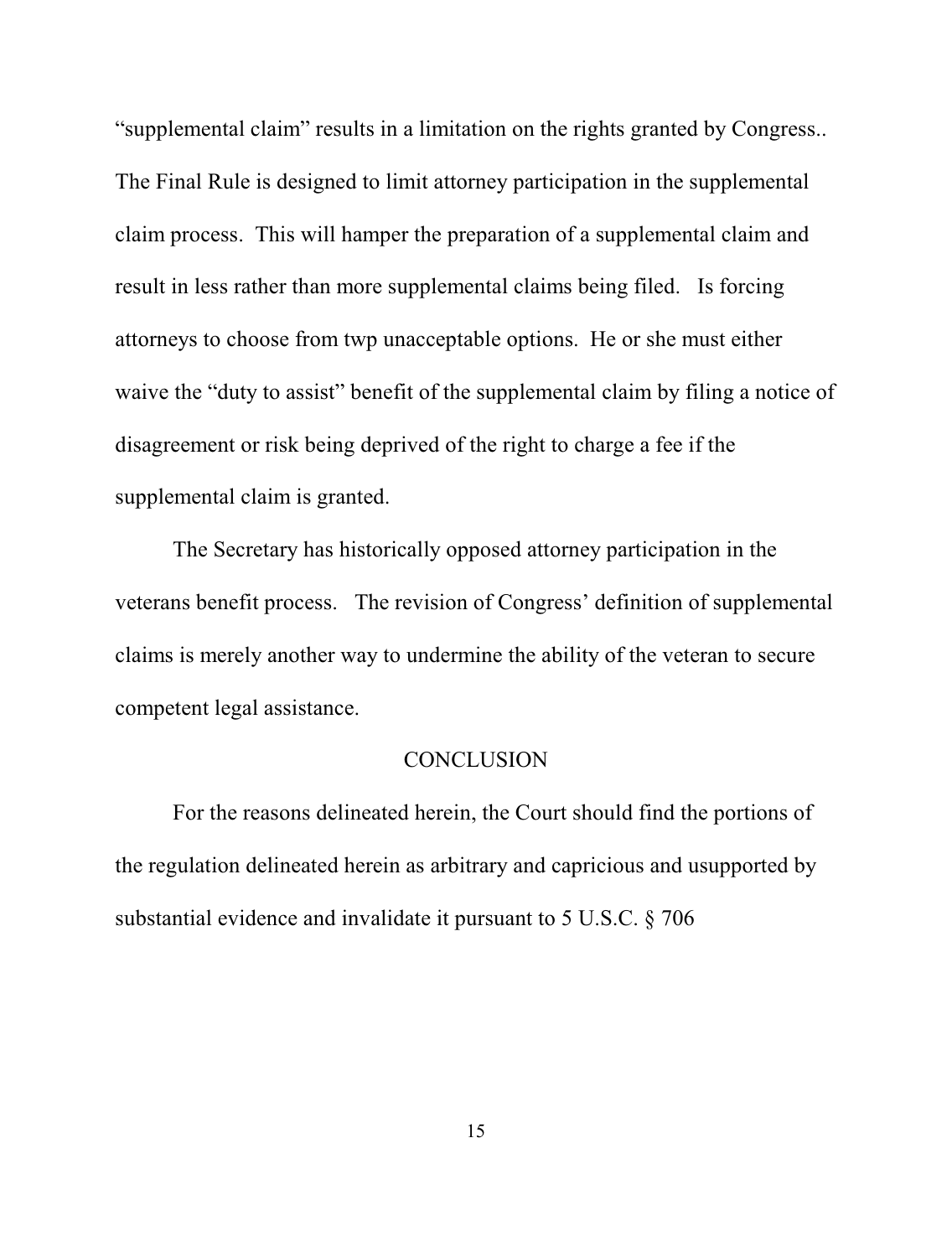"supplemental claim" results in a limitation on the rights granted by Congress.. The Final Rule is designed to limit attorney participation in the supplemental claim process. This will hamper the preparation of a supplemental claim and result in less rather than more supplemental claims being filed. Is forcing attorneys to choose from twp unacceptable options. He or she must either waive the "duty to assist" benefit of the supplemental claim by filing a notice of disagreement or risk being deprived of the right to charge a fee if the supplemental claim is granted.

The Secretary has historically opposed attorney participation in the veterans benefit process. The revision of Congress' definition of supplemental claims is merely another way to undermine the ability of the veteran to secure competent legal assistance.

## CONCLUSION

For the reasons delineated herein, the Court should find the portions of the regulation delineated herein as arbitrary and capricious and usupported by substantial evidence and invalidate it pursuant to 5 U.S.C. § 706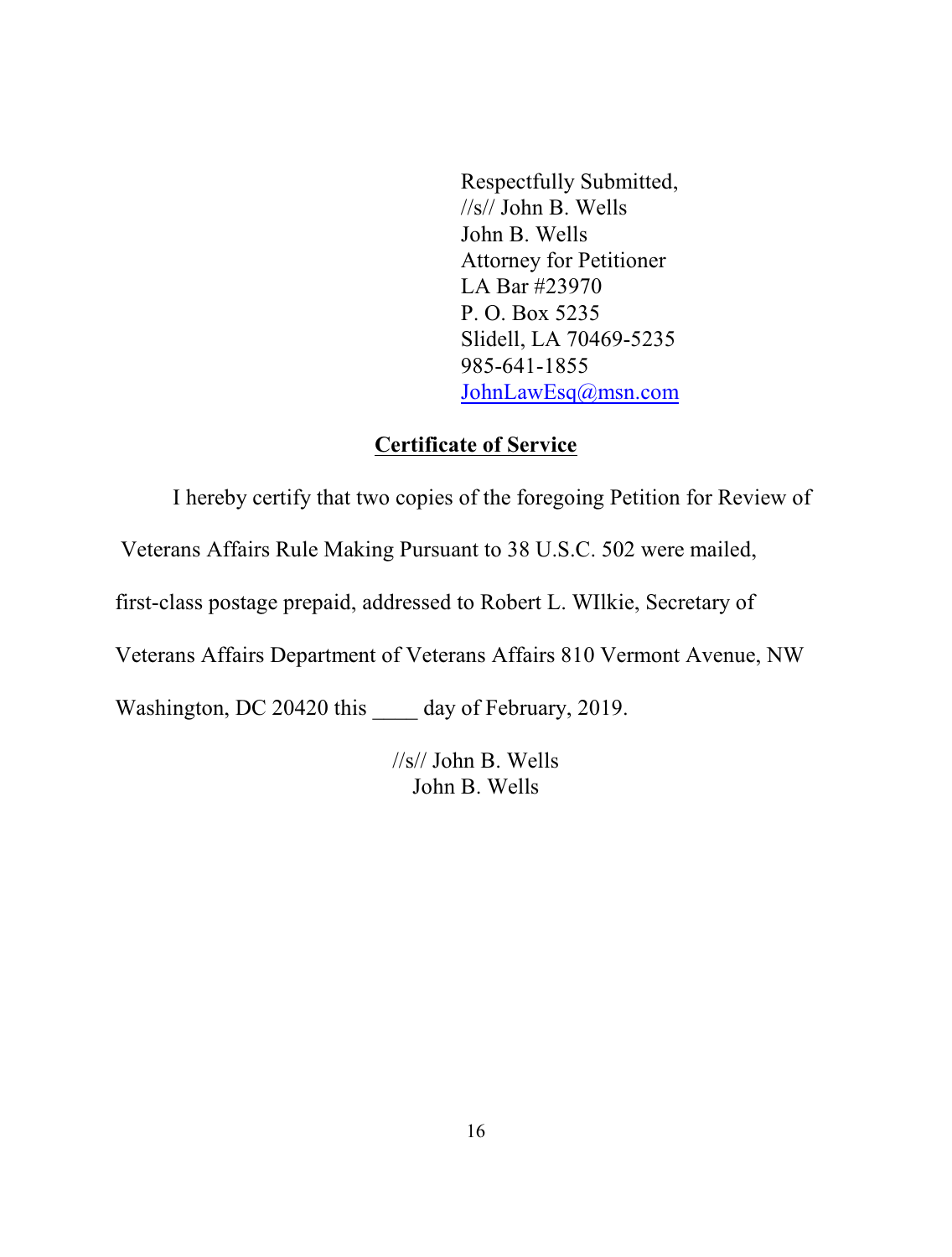Respectfully Submitted,
//s// John B. Wells
John B. Wells
Attorney for Petitioner
LA Bar #23970
P. O. Box 5235
Slidell, LA 70469-5235
985-641-1855
JohnLawEsq@msn.com

**Certificate of Service**

I hereby certify that two copies of the foregoing Petition for Review of Veterans Affairs Rule Making Pursuant to 38 U.S.C. 502 were mailed, first-class postage prepaid, addressed to Robert L. WIlkie, Secretary of Veterans Affairs Department of Veterans Affairs 810 Vermont Avenue, NW Washington, DC 20420 this ____ day of February, 2019.

//s// John B. Wells
John B. Wells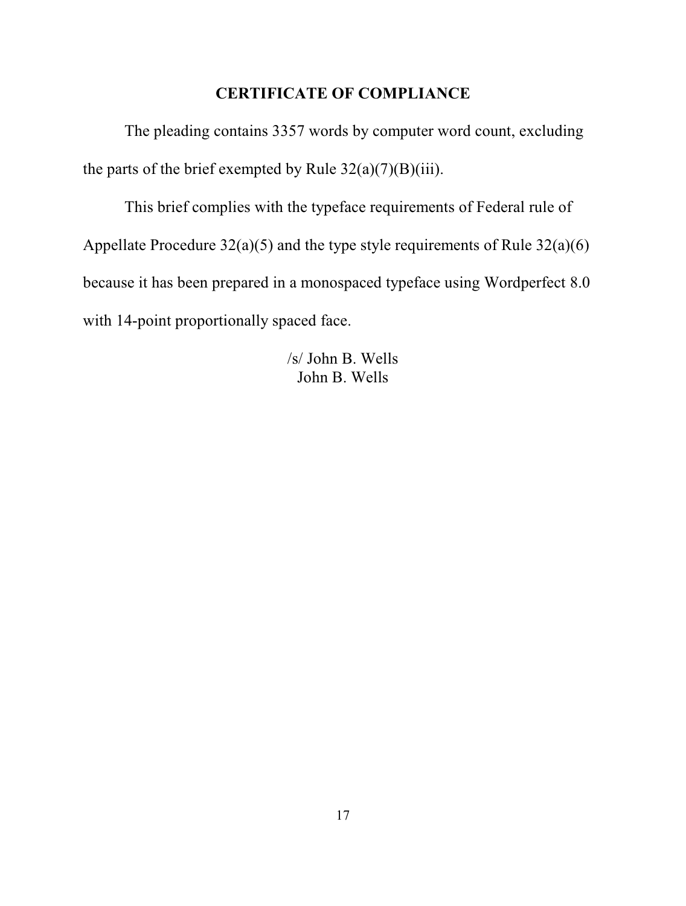## CERTIFICATE OF COMPLIANCE

The pleading contains 3357 words by computer word count, excluding the parts of the brief exempted by Rule 32(a)(7)(B)(iii).

This brief complies with the typeface requirements of Federal rule of Appellate Procedure 32(a)(5) and the type style requirements of Rule 32(a)(6) because it has been prepared in a monospaced typeface using Wordperfect 8.0 with 14-point proportionally spaced face.

/s/ John B. Wells
John B. Wells